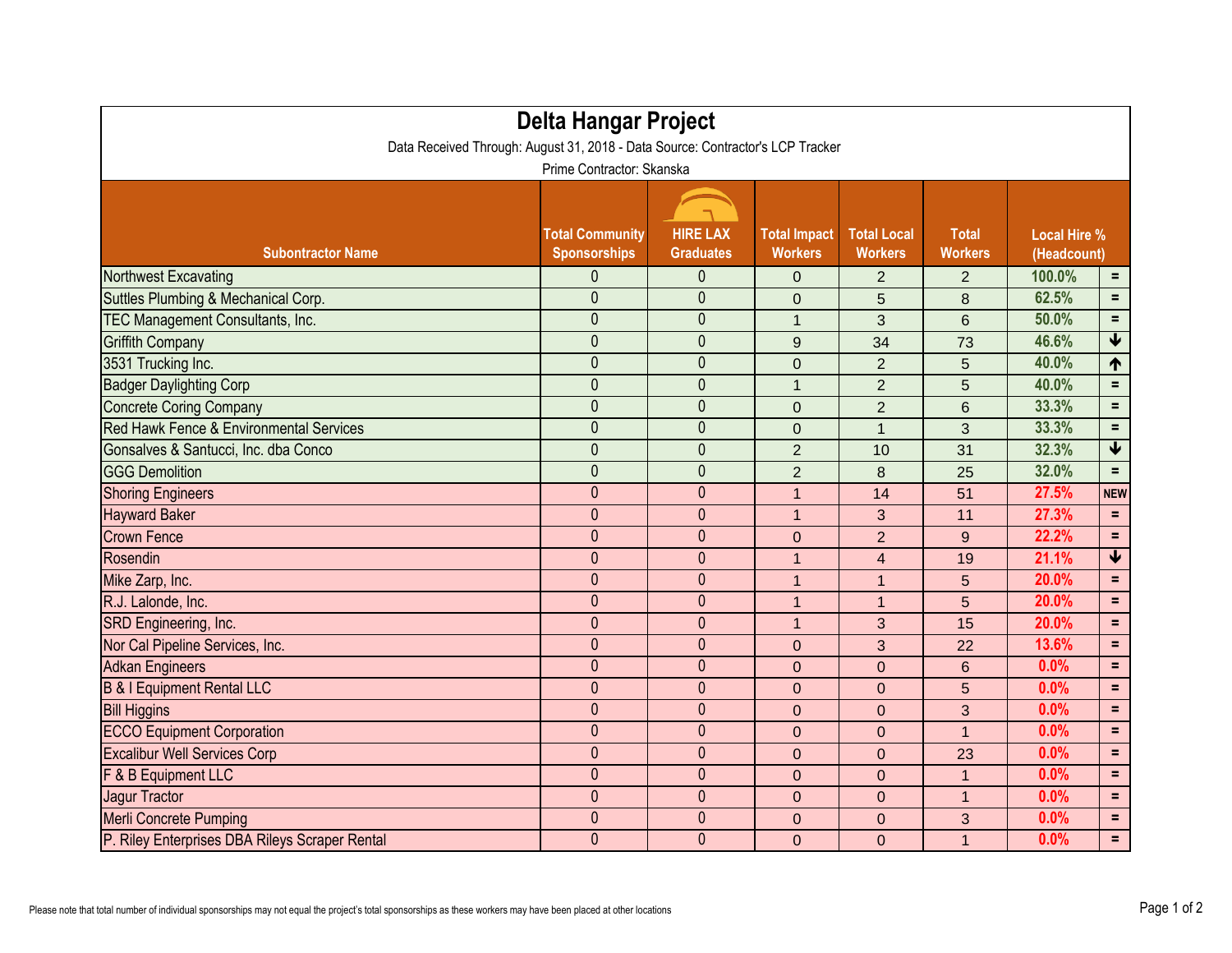# Delta Hangar Project

Data Received Through: August 31, 2018 - Data Source: Contractor's LCP Tracker

Prime Contractor: Skanska

| Subontractor Name | Total Community Sponsorships | HIRE LAX Graduates | Total Impact Workers | Total Local Workers | Total Workers | Local Hire % (Headcount) | |
|---|---|---|---|---|---|---|---|
| Northwest Excavating | 0 | 0 | 0 | 2 | 2 | 100.0% | = |
| Suttles Plumbing & Mechanical Corp. | 0 | 0 | 0 | 5 | 8 | 62.5% | = |
| TEC Management Consultants, Inc. | 0 | 0 | 1 | 3 | 6 | 50.0% | = |
| Griffith Company | 0 | 0 | 9 | 34 | 73 | 46.6% | ↓ |
| 3531 Trucking Inc. | 0 | 0 | 0 | 2 | 5 | 40.0% | ↑ |
| Badger Daylighting Corp | 0 | 0 | 1 | 2 | 5 | 40.0% | = |
| Concrete Coring Company | 0 | 0 | 0 | 2 | 6 | 33.3% | = |
| Red Hawk Fence & Environmental Services | 0 | 0 | 0 | 1 | 3 | 33.3% | = |
| Gonsalves & Santucci, Inc. dba Conco | 0 | 0 | 2 | 10 | 31 | 32.3% | ↓ |
| GGG Demolition | 0 | 0 | 2 | 8 | 25 | 32.0% | = |
| Shoring Engineers | 0 | 0 | 1 | 14 | 51 | 27.5% | NEW |
| Hayward Baker | 0 | 0 | 1 | 3 | 11 | 27.3% | = |
| Crown Fence | 0 | 0 | 0 | 2 | 9 | 22.2% | = |
| Rosendin | 0 | 0 | 1 | 4 | 19 | 21.1% | ↓ |
| Mike Zarp, Inc. | 0 | 0 | 1 | 1 | 5 | 20.0% | = |
| R.J. Lalonde, Inc. | 0 | 0 | 1 | 1 | 5 | 20.0% | = |
| SRD Engineering, Inc. | 0 | 0 | 1 | 3 | 15 | 20.0% | = |
| Nor Cal Pipeline Services, Inc. | 0 | 0 | 0 | 3 | 22 | 13.6% | = |
| Adkan Engineers | 0 | 0 | 0 | 0 | 6 | 0.0% | = |
| B & I Equipment Rental LLC | 0 | 0 | 0 | 0 | 5 | 0.0% | = |
| Bill Higgins | 0 | 0 | 0 | 0 | 3 | 0.0% | = |
| ECCO Equipment Corporation | 0 | 0 | 0 | 0 | 1 | 0.0% | = |
| Excalibur Well Services Corp | 0 | 0 | 0 | 0 | 23 | 0.0% | = |
| F & B Equipment LLC | 0 | 0 | 0 | 0 | 1 | 0.0% | = |
| Jagur Tractor | 0 | 0 | 0 | 0 | 1 | 0.0% | = |
| Merli Concrete Pumping | 0 | 0 | 0 | 0 | 3 | 0.0% | = |
| P. Riley Enterprises DBA Rileys Scraper Rental | 0 | 0 | 0 | 0 | 1 | 0.0% | = |

Please note that total number of individual sponsorships may not equal the project's total sponsorships as these workers may have been placed at other locations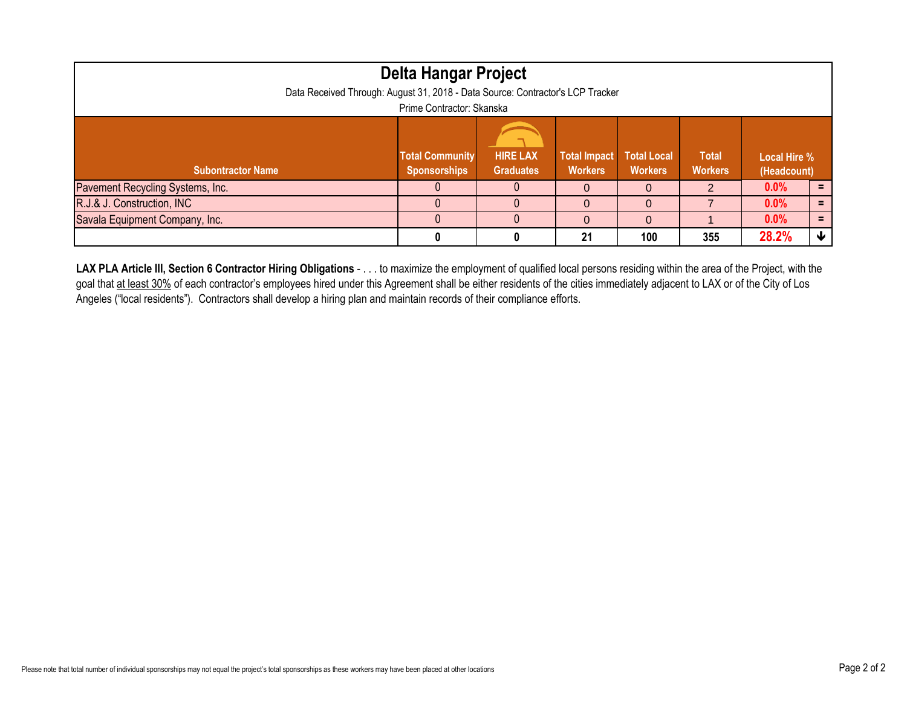# Delta Hangar Project

Data Received Through: August 31, 2018 - Data Source: Contractor's LCP Tracker

Prime Contractor: Skanska

| Subontractor Name | Total Community Sponsorships | HIRE LAX Graduates | Total Impact Workers | Total Local Workers | Total Workers | Local Hire % (Headcount) | |
|---|---|---|---|---|---|---|---|
| Pavement Recycling Systems, Inc. | 0 | 0 | 0 | 0 | 2 | 0.0% | = |
| R.J.& J. Construction, INC | 0 | 0 | 0 | 0 | 7 | 0.0% | = |
| Savala Equipment Company, Inc. | 0 | 0 | 0 | 0 | 1 | 0.0% | = |
| | **0** | **0** | **21** | **100** | **355** | **28.2%** | ↓ |

**LAX PLA Article III, Section 6 Contractor Hiring Obligations** - . . . to maximize the employment of qualified local persons residing within the area of the Project, with the goal that at least 30% of each contractor's employees hired under this Agreement shall be either residents of the cities immediately adjacent to LAX or of the City of Los Angeles ("local residents"). Contractors shall develop a hiring plan and maintain records of their compliance efforts.

Please note that total number of individual sponsorships may not equal the project's total sponsorships as these workers may have been placed at other locations